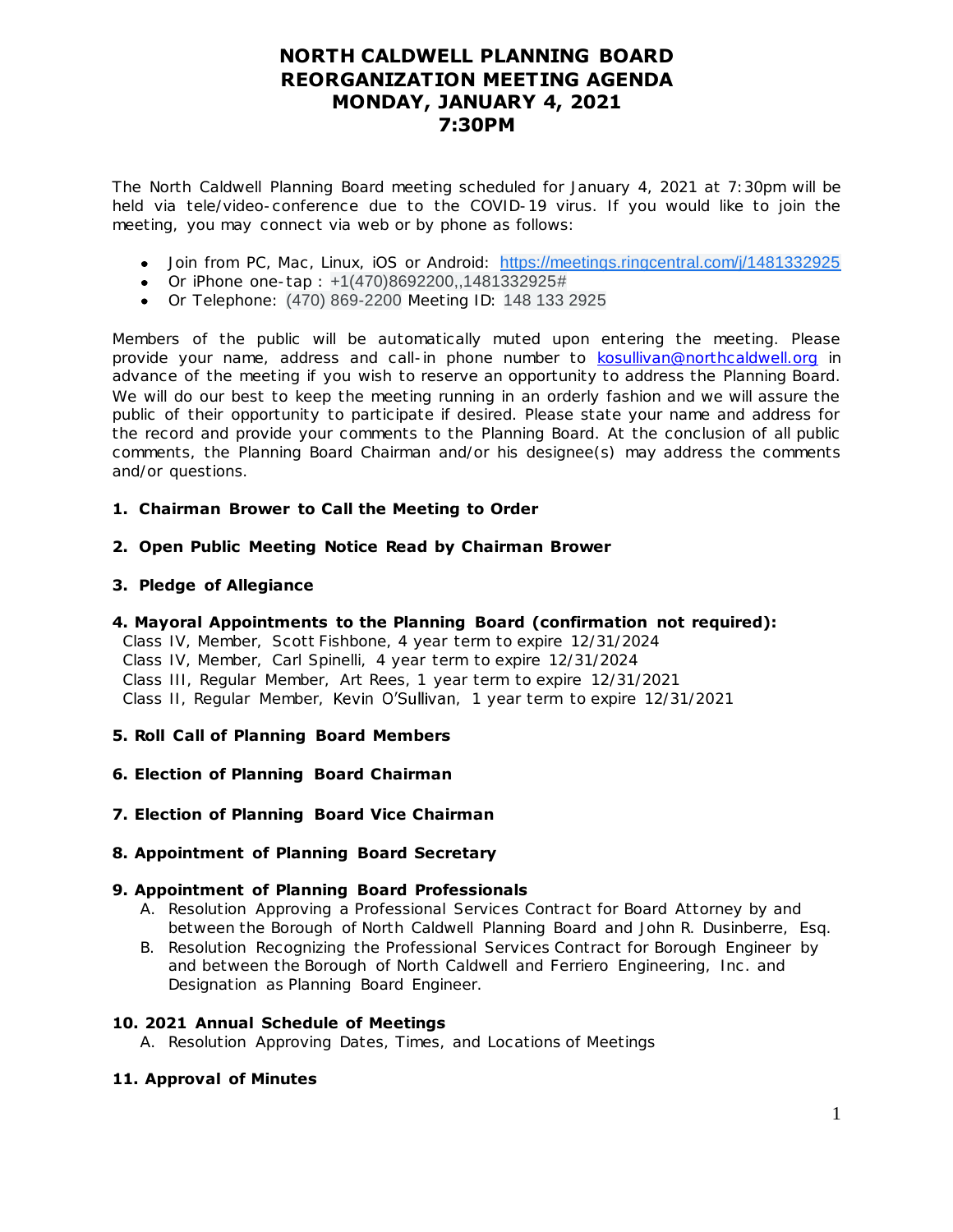# NORTH CALDWELL PLANNING BOARD
# REORGANIZATION MEETING AGENDA
# MONDAY, JANUARY 4, 2021
# 7:30PM

The North Caldwell Planning Board meeting scheduled for January 4, 2021 at 7:30pm will be held via tele/video-conference due to the COVID-19 virus. If you would like to join the meeting, you may connect via web or by phone as follows:

- Join from PC, Mac, Linux, iOS or Android: https://meetings.ringcentral.com/j/1481332925
- Or iPhone one-tap : +1(470)8692200,,1481332925#
- Or Telephone: (470) 869-2200 Meeting ID: 148 133 2925

Members of the public will be automatically muted upon entering the meeting. Please provide your name, address and call-in phone number to kosullivan@northcaldwell.org in advance of the meeting if you wish to reserve an opportunity to address the Planning Board. We will do our best to keep the meeting running in an orderly fashion and we will assure the public of their opportunity to participate if desired. Please state your name and address for the record and provide your comments to the Planning Board. At the conclusion of all public comments, the Planning Board Chairman and/or his designee(s) may address the comments and/or questions.

**1. Chairman Brower to Call the Meeting to Order**

**2. Open Public Meeting Notice Read by Chairman Brower**

**3. Pledge of Allegiance**

**4. Mayoral Appointments to the Planning Board (confirmation not required):**

Class IV, Member, Scott Fishbone, 4 year term to expire 12/31/2024
Class IV, Member, Carl Spinelli, 4 year term to expire 12/31/2024
Class III, Regular Member, Art Rees, 1 year term to expire 12/31/2021
Class II, Regular Member, Kevin O'Sullivan, 1 year term to expire 12/31/2021

**5. Roll Call of Planning Board Members**

**6. Election of Planning Board Chairman**

**7. Election of Planning Board Vice Chairman**

**8. Appointment of Planning Board Secretary**

**9. Appointment of Planning Board Professionals**

A. Resolution Approving a Professional Services Contract for Board Attorney by and between the Borough of North Caldwell Planning Board and John R. Dusinberre, Esq.
B. Resolution Recognizing the Professional Services Contract for Borough Engineer by and between the Borough of North Caldwell and Ferriero Engineering, Inc. and Designation as Planning Board Engineer.

**10. 2021 Annual Schedule of Meetings**

A. Resolution Approving Dates, Times, and Locations of Meetings

**11. Approval of Minutes**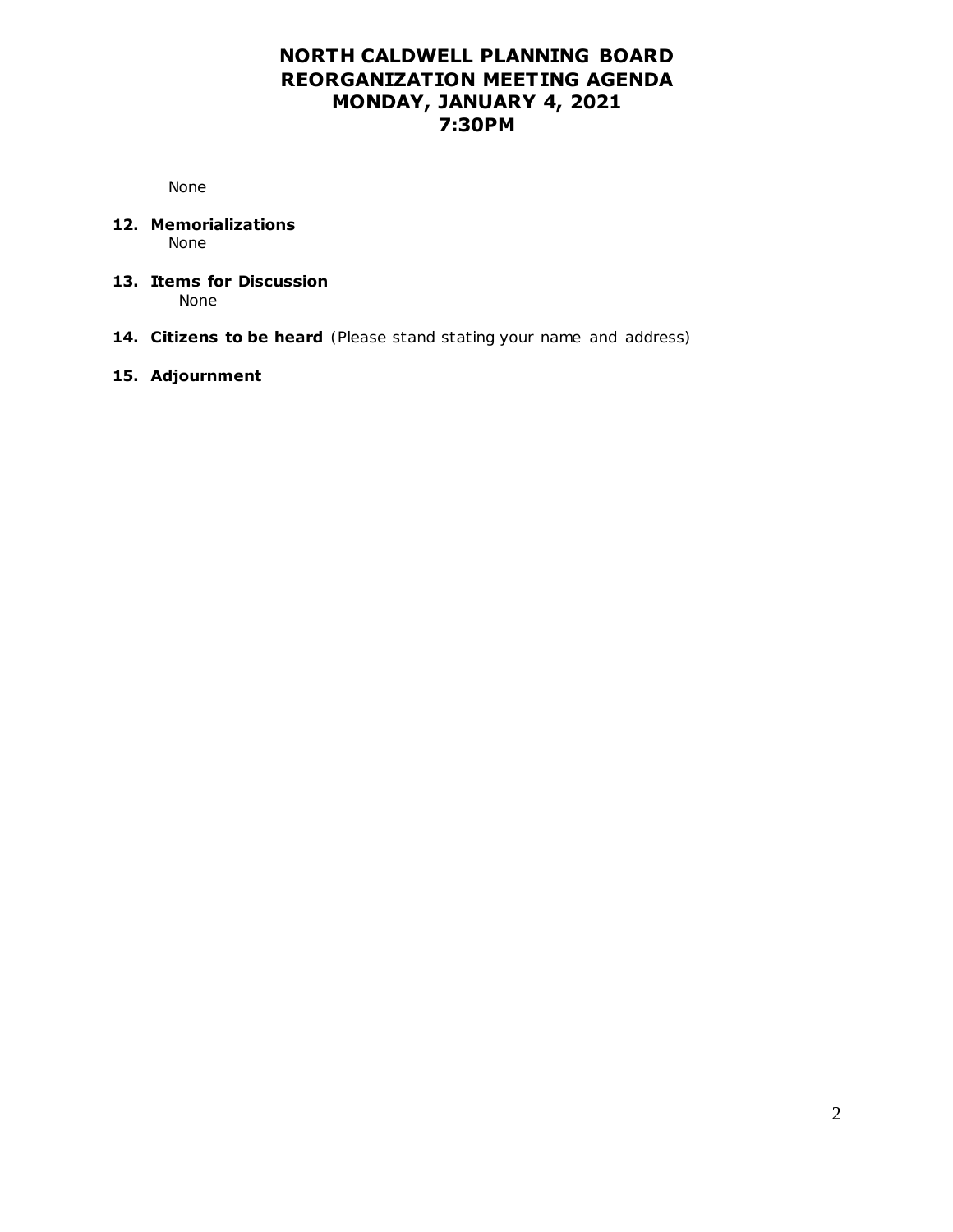# NORTH CALDWELL PLANNING BOARD
# REORGANIZATION MEETING AGENDA
# MONDAY, JANUARY 4, 2021
# 7:30PM

None

**12. Memorializations**

None

**13. Items for Discussion**

None

**14. Citizens to be heard** (Please stand stating your name and address)

**15. Adjournment**